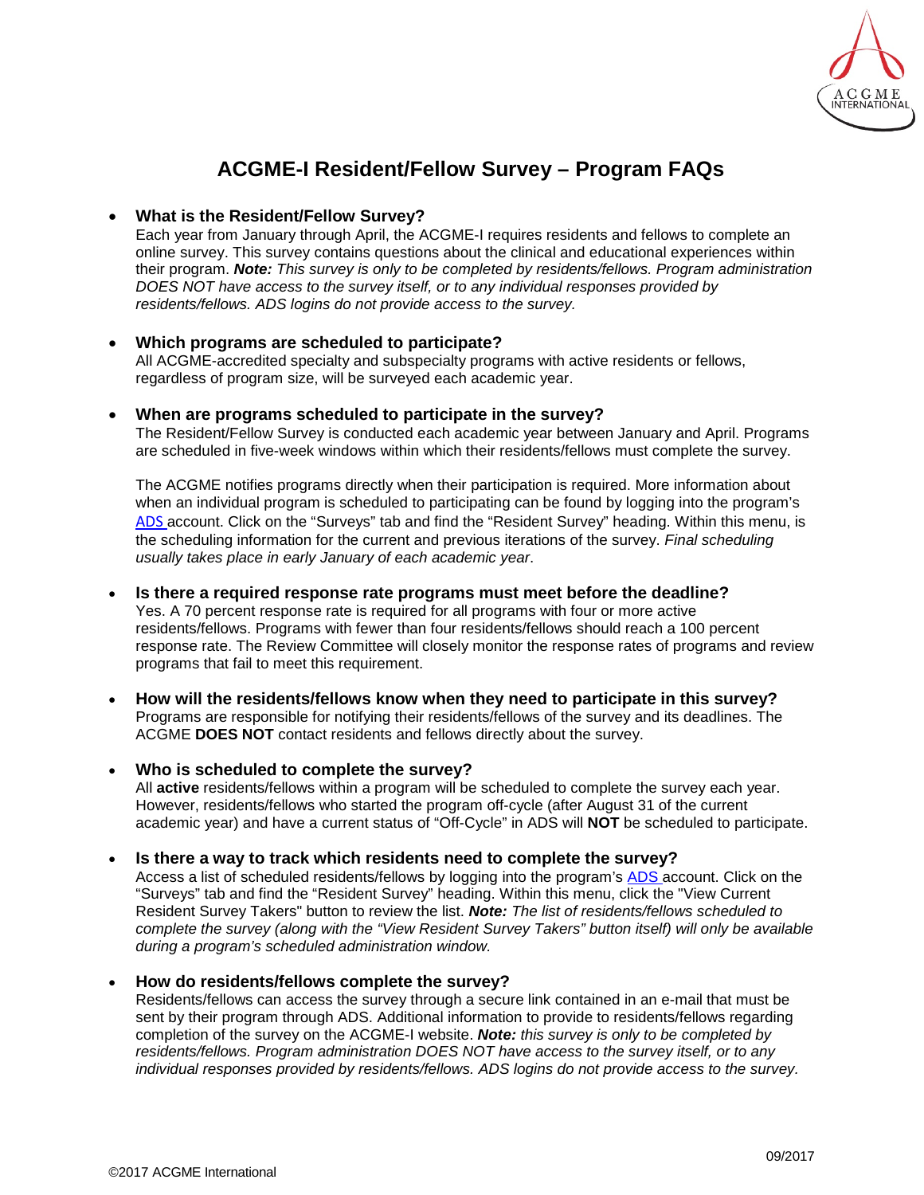# ACGME-I Resident/Fellow Survey – Program FAQs

- **What is the Resident/Fellow Survey?**
  Each year from January through April, the ACGME-I requires residents and fellows to complete an online survey. This survey contains questions about the clinical and educational experiences within their program. ***Note:*** *This survey is only to be completed by residents/fellows. Program administration DOES NOT have access to the survey itself, or to any individual responses provided by residents/fellows. ADS logins do not provide access to the survey.*

- **Which programs are scheduled to participate?**
  All ACGME-accredited specialty and subspecialty programs with active residents or fellows, regardless of program size, will be surveyed each academic year.

- **When are programs scheduled to participate in the survey?**
  The Resident/Fellow Survey is conducted each academic year between January and April. Programs are scheduled in five-week windows within which their residents/fellows must complete the survey.

  The ACGME notifies programs directly when their participation is required. More information about when an individual program is scheduled to participating can be found by logging into the program's ADS account. Click on the "Surveys" tab and find the "Resident Survey" heading. Within this menu, is the scheduling information for the current and previous iterations of the survey. *Final scheduling usually takes place in early January of each academic year*.

- **Is there a required response rate programs must meet before the deadline?**
  Yes. A 70 percent response rate is required for all programs with four or more active residents/fellows. Programs with fewer than four residents/fellows should reach a 100 percent response rate. The Review Committee will closely monitor the response rates of programs and review programs that fail to meet this requirement.

- **How will the residents/fellows know when they need to participate in this survey?**
  Programs are responsible for notifying their residents/fellows of the survey and its deadlines. The ACGME **DOES NOT** contact residents and fellows directly about the survey.

- **Who is scheduled to complete the survey?**
  All **active** residents/fellows within a program will be scheduled to complete the survey each year. However, residents/fellows who started the program off-cycle (after August 31 of the current academic year) and have a current status of "Off-Cycle" in ADS will **NOT** be scheduled to participate.

- **Is there a way to track which residents need to complete the survey?**
  Access a list of scheduled residents/fellows by logging into the program's ADS account. Click on the "Surveys" tab and find the "Resident Survey" heading. Within this menu, click the "View Current Resident Survey Takers" button to review the list. ***Note:*** *The list of residents/fellows scheduled to complete the survey (along with the "View Resident Survey Takers" button itself) will only be available during a program's scheduled administration window.*

- **How do residents/fellows complete the survey?**
  Residents/fellows can access the survey through a secure link contained in an e-mail that must be sent by their program through ADS. Additional information to provide to residents/fellows regarding completion of the survey on the ACGME-I website. ***Note:*** *this survey is only to be completed by residents/fellows. Program administration DOES NOT have access to the survey itself, or to any individual responses provided by residents/fellows. ADS logins do not provide access to the survey.*

09/2017

©2017 ACGME International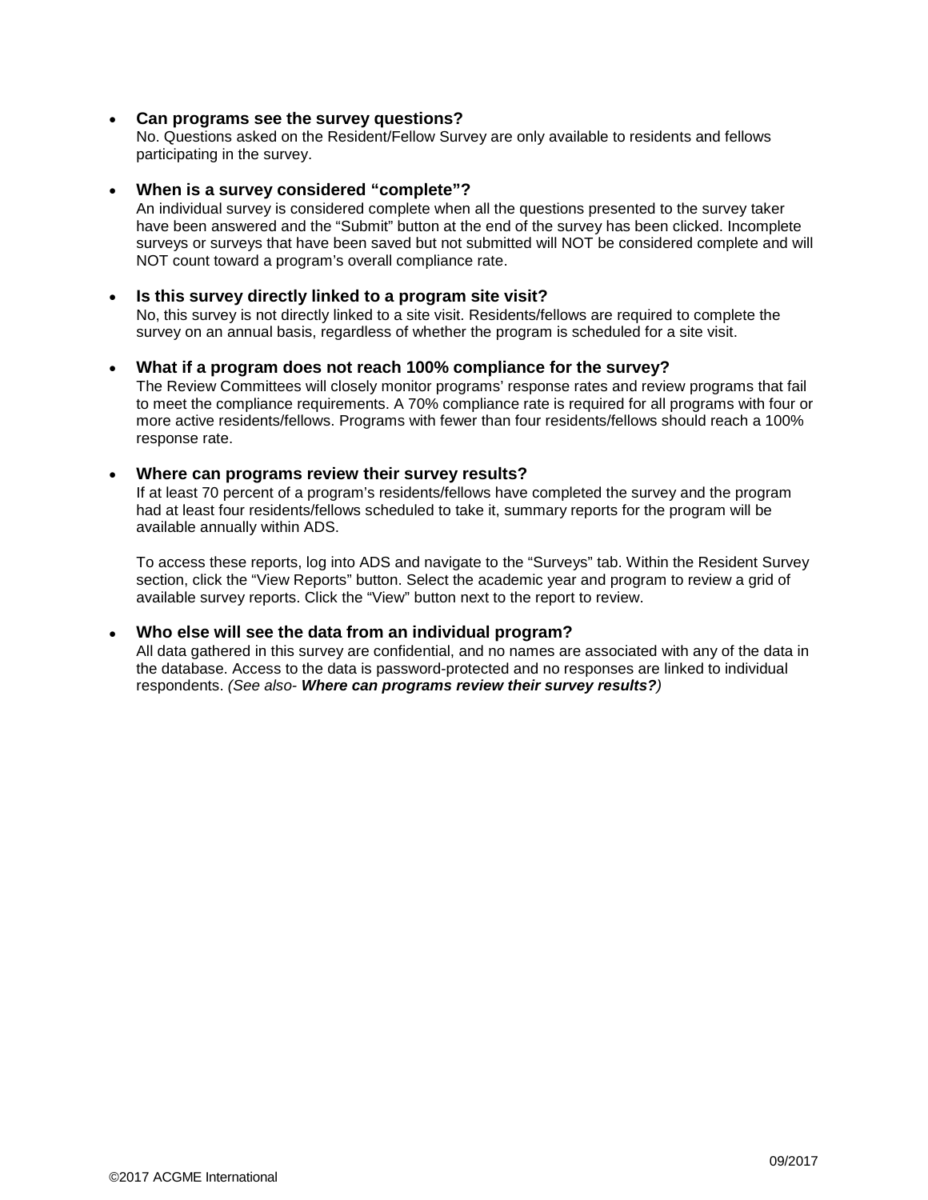- **Can programs see the survey questions?**
  No. Questions asked on the Resident/Fellow Survey are only available to residents and fellows participating in the survey.

- **When is a survey considered "complete"?**
  An individual survey is considered complete when all the questions presented to the survey taker have been answered and the "Submit" button at the end of the survey has been clicked. Incomplete surveys or surveys that have been saved but not submitted will NOT be considered complete and will NOT count toward a program's overall compliance rate.

- **Is this survey directly linked to a program site visit?**
  No, this survey is not directly linked to a site visit. Residents/fellows are required to complete the survey on an annual basis, regardless of whether the program is scheduled for a site visit.

- **What if a program does not reach 100% compliance for the survey?**
  The Review Committees will closely monitor programs' response rates and review programs that fail to meet the compliance requirements. A 70% compliance rate is required for all programs with four or more active residents/fellows. Programs with fewer than four residents/fellows should reach a 100% response rate.

- **Where can programs review their survey results?**
  If at least 70 percent of a program's residents/fellows have completed the survey and the program had at least four residents/fellows scheduled to take it, summary reports for the program will be available annually within ADS.

  To access these reports, log into ADS and navigate to the "Surveys" tab. Within the Resident Survey section, click the "View Reports" button. Select the academic year and program to review a grid of available survey reports. Click the "View" button next to the report to review.

- **Who else will see the data from an individual program?**
  All data gathered in this survey are confidential, and no names are associated with any of the data in the database. Access to the data is password-protected and no responses are linked to individual respondents. *(See also- **Where can programs review their survey results?**)*

09/2017

©2017 ACGME International